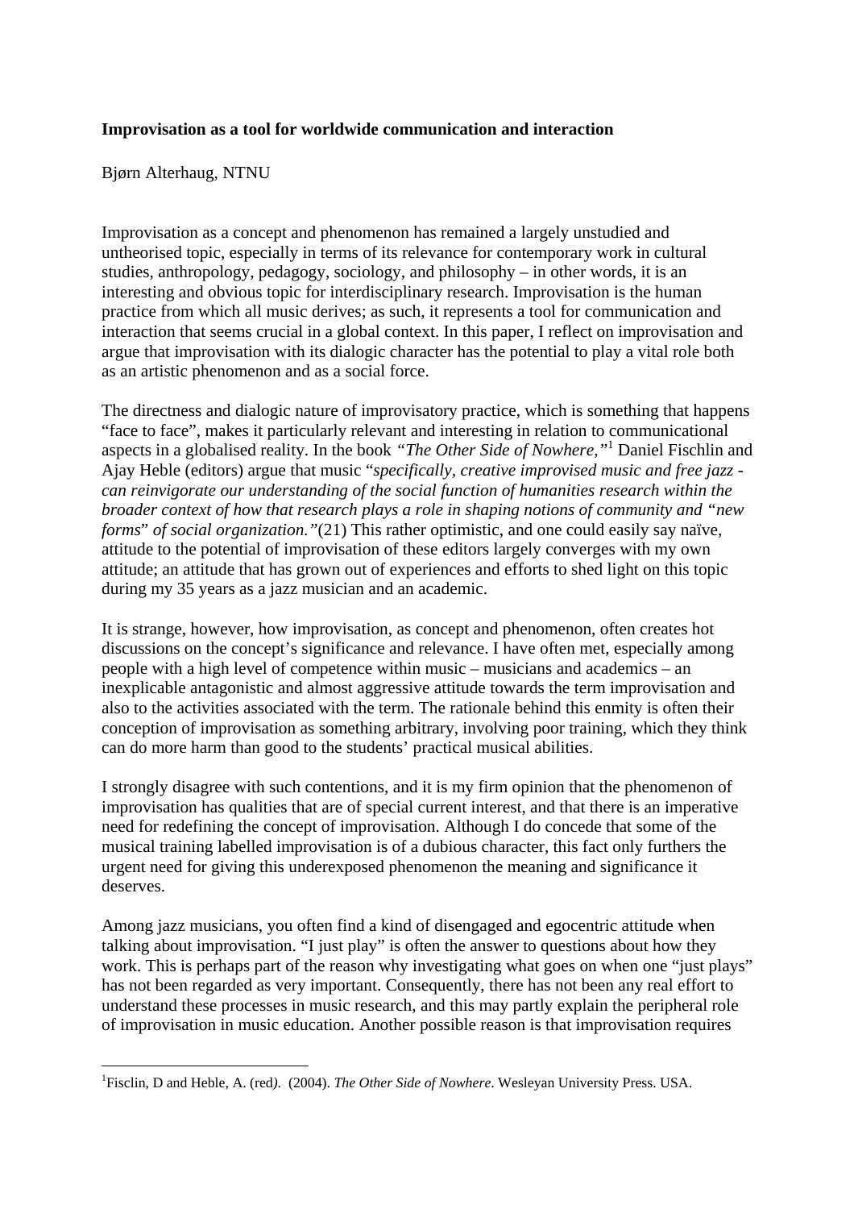**Improvisation as a tool for worldwide communication and interaction**

Bjørn Alterhaug, NTNU

Improvisation as a concept and phenomenon has remained a largely unstudied and untheorised topic, especially in terms of its relevance for contemporary work in cultural studies, anthropology, pedagogy, sociology, and philosophy – in other words, it is an interesting and obvious topic for interdisciplinary research. Improvisation is the human practice from which all music derives; as such, it represents a tool for communication and interaction that seems crucial in a global context. In this paper, I reflect on improvisation and argue that improvisation with its dialogic character has the potential to play a vital role both as an artistic phenomenon and as a social force.

The directness and dialogic nature of improvisatory practice, which is something that happens "face to face", makes it particularly relevant and interesting in relation to communicational aspects in a globalised reality. In the book *"The Other Side of Nowhere,"*[1] Daniel Fischlin and Ajay Heble (editors) argue that music "*specifically, creative improvised music and free jazz - can reinvigorate our understanding of the social function of humanities research within the broader context of how that research plays a role in shaping notions of community and "new forms*" *of social organization."*(21) This rather optimistic, and one could easily say naïve, attitude to the potential of improvisation of these editors largely converges with my own attitude; an attitude that has grown out of experiences and efforts to shed light on this topic during my 35 years as a jazz musician and an academic.

It is strange, however, how improvisation, as concept and phenomenon, often creates hot discussions on the concept's significance and relevance. I have often met, especially among people with a high level of competence within music – musicians and academics – an inexplicable antagonistic and almost aggressive attitude towards the term improvisation and also to the activities associated with the term. The rationale behind this enmity is often their conception of improvisation as something arbitrary, involving poor training, which they think can do more harm than good to the students' practical musical abilities.

I strongly disagree with such contentions, and it is my firm opinion that the phenomenon of improvisation has qualities that are of special current interest, and that there is an imperative need for redefining the concept of improvisation. Although I do concede that some of the musical training labelled improvisation is of a dubious character, this fact only furthers the urgent need for giving this underexposed phenomenon the meaning and significance it deserves.

Among jazz musicians, you often find a kind of disengaged and egocentric attitude when talking about improvisation. "I just play" is often the answer to questions about how they work. This is perhaps part of the reason why investigating what goes on when one "just plays" has not been regarded as very important. Consequently, there has not been any real effort to understand these processes in music research, and this may partly explain the peripheral role of improvisation in music education. Another possible reason is that improvisation requires

---

[1]Fisclin, D and Heble, A. (red*).* (2004). *The Other Side of Nowhere*. Wesleyan University Press. USA.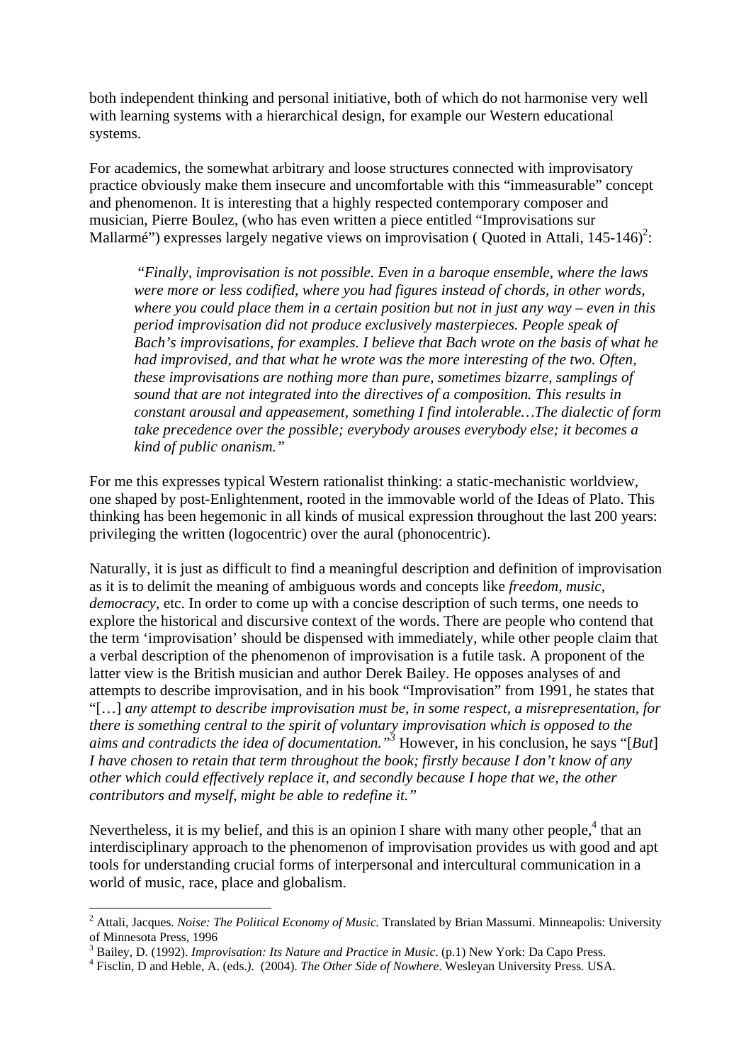both independent thinking and personal initiative, both of which do not harmonise very well with learning systems with a hierarchical design, for example our Western educational systems.

For academics, the somewhat arbitrary and loose structures connected with improvisatory practice obviously make them insecure and uncomfortable with this "immeasurable" concept and phenomenon. It is interesting that a highly respected contemporary composer and musician, Pierre Boulez, (who has even written a piece entitled "Improvisations sur Mallarmé") expresses largely negative views on improvisation ( Quoted in Attali, 145-146)[2]:

> *"Finally, improvisation is not possible. Even in a baroque ensemble, where the laws were more or less codified, where you had figures instead of chords, in other words, where you could place them in a certain position but not in just any way – even in this period improvisation did not produce exclusively masterpieces. People speak of Bach's improvisations, for examples. I believe that Bach wrote on the basis of what he had improvised, and that what he wrote was the more interesting of the two. Often, these improvisations are nothing more than pure, sometimes bizarre, samplings of sound that are not integrated into the directives of a composition. This results in constant arousal and appeasement, something I find intolerable…The dialectic of form take precedence over the possible; everybody arouses everybody else; it becomes a kind of public onanism."*

For me this expresses typical Western rationalist thinking: a static-mechanistic worldview, one shaped by post-Enlightenment, rooted in the immovable world of the Ideas of Plato. This thinking has been hegemonic in all kinds of musical expression throughout the last 200 years: privileging the written (logocentric) over the aural (phonocentric).

Naturally, it is just as difficult to find a meaningful description and definition of improvisation as it is to delimit the meaning of ambiguous words and concepts like *freedom, music, democracy*, etc. In order to come up with a concise description of such terms, one needs to explore the historical and discursive context of the words. There are people who contend that the term 'improvisation' should be dispensed with immediately, while other people claim that a verbal description of the phenomenon of improvisation is a futile task. A proponent of the latter view is the British musician and author Derek Bailey. He opposes analyses of and attempts to describe improvisation, and in his book "Improvisation" from 1991, he states that "[…] *any attempt to describe improvisation must be, in some respect, a misrepresentation, for there is something central to the spirit of voluntary improvisation which is opposed to the aims and contradicts the idea of documentation."*[3] However, in his conclusion, he says "[*But*] *I have chosen to retain that term throughout the book; firstly because I don't know of any other which could effectively replace it, and secondly because I hope that we, the other contributors and myself, might be able to redefine it."*

Nevertheless, it is my belief, and this is an opinion I share with many other people,[4] that an interdisciplinary approach to the phenomenon of improvisation provides us with good and apt tools for understanding crucial forms of interpersonal and intercultural communication in a world of music, race, place and globalism.

---

[2] Attali, Jacques. *Noise: The Political Economy of Music.* Translated by Brian Massumi. Minneapolis: University of Minnesota Press, 1996

[3] Bailey, D. (1992). *Improvisation: Its Nature and Practice in Music*. (p.1) New York: Da Capo Press.

[4] Fisclin, D and Heble, A. (eds.). (2004). *The Other Side of Nowhere*. Wesleyan University Press. USA.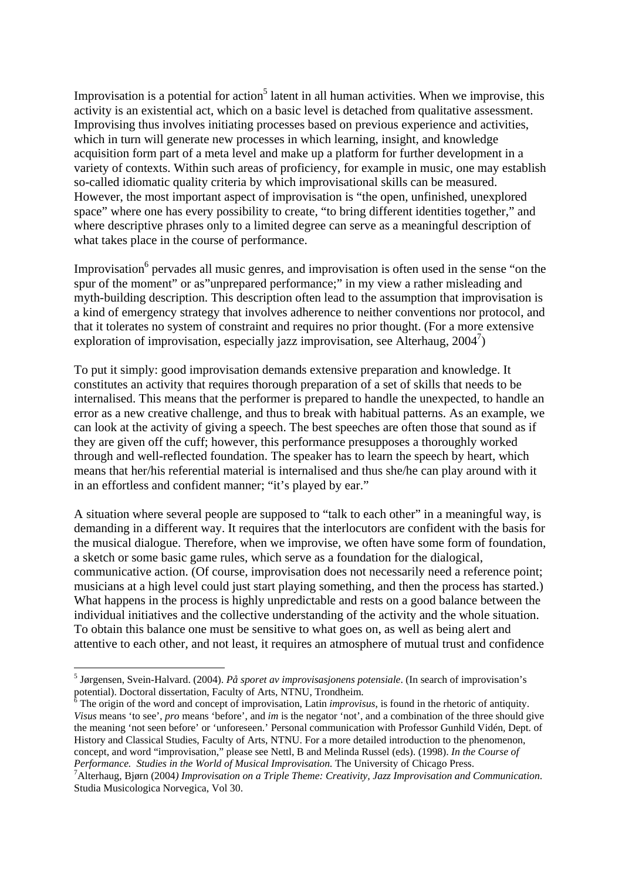Improvisation is a potential for action[5] latent in all human activities. When we improvise, this activity is an existential act, which on a basic level is detached from qualitative assessment. Improvising thus involves initiating processes based on previous experience and activities, which in turn will generate new processes in which learning, insight, and knowledge acquisition form part of a meta level and make up a platform for further development in a variety of contexts. Within such areas of proficiency, for example in music, one may establish so-called idiomatic quality criteria by which improvisational skills can be measured. However, the most important aspect of improvisation is "the open, unfinished, unexplored space" where one has every possibility to create, "to bring different identities together," and where descriptive phrases only to a limited degree can serve as a meaningful description of what takes place in the course of performance.

Improvisation[6] pervades all music genres, and improvisation is often used in the sense "on the spur of the moment" or as"unprepared performance;" in my view a rather misleading and myth-building description. This description often lead to the assumption that improvisation is a kind of emergency strategy that involves adherence to neither conventions nor protocol, and that it tolerates no system of constraint and requires no prior thought. (For a more extensive exploration of improvisation, especially jazz improvisation, see Alterhaug, 2004[7])

To put it simply: good improvisation demands extensive preparation and knowledge. It constitutes an activity that requires thorough preparation of a set of skills that needs to be internalised. This means that the performer is prepared to handle the unexpected, to handle an error as a new creative challenge, and thus to break with habitual patterns. As an example, we can look at the activity of giving a speech. The best speeches are often those that sound as if they are given off the cuff; however, this performance presupposes a thoroughly worked through and well-reflected foundation. The speaker has to learn the speech by heart, which means that her/his referential material is internalised and thus she/he can play around with it in an effortless and confident manner; "it's played by ear."

A situation where several people are supposed to "talk to each other" in a meaningful way, is demanding in a different way. It requires that the interlocutors are confident with the basis for the musical dialogue. Therefore, when we improvise, we often have some form of foundation, a sketch or some basic game rules, which serve as a foundation for the dialogical, communicative action. (Of course, improvisation does not necessarily need a reference point; musicians at a high level could just start playing something, and then the process has started.) What happens in the process is highly unpredictable and rests on a good balance between the individual initiatives and the collective understanding of the activity and the whole situation. To obtain this balance one must be sensitive to what goes on, as well as being alert and attentive to each other, and not least, it requires an atmosphere of mutual trust and confidence

---

[5] Jørgensen, Svein-Halvard. (2004). *På sporet av improvisasjonens potensiale*. (In search of improvisation's potential). Doctoral dissertation, Faculty of Arts, NTNU, Trondheim.

[6] The origin of the word and concept of improvisation, Latin *improvisus*, is found in the rhetoric of antiquity. *Visus* means 'to see', *pro* means 'before', and *im* is the negator 'not', and a combination of the three should give the meaning 'not seen before' or 'unforeseen.' Personal communication with Professor Gunhild Vidén, Dept. of History and Classical Studies, Faculty of Arts, NTNU. For a more detailed introduction to the phenomenon, concept, and word "improvisation," please see Nettl, B and Melinda Russel (eds). (1998). *In the Course of Performance. Studies in the World of Musical Improvisation.* The University of Chicago Press.

[7] Alterhaug, Bjørn (2004*) Improvisation on a Triple Theme: Creativity, Jazz Improvisation and Communication*. Studia Musicologica Norvegica, Vol 30.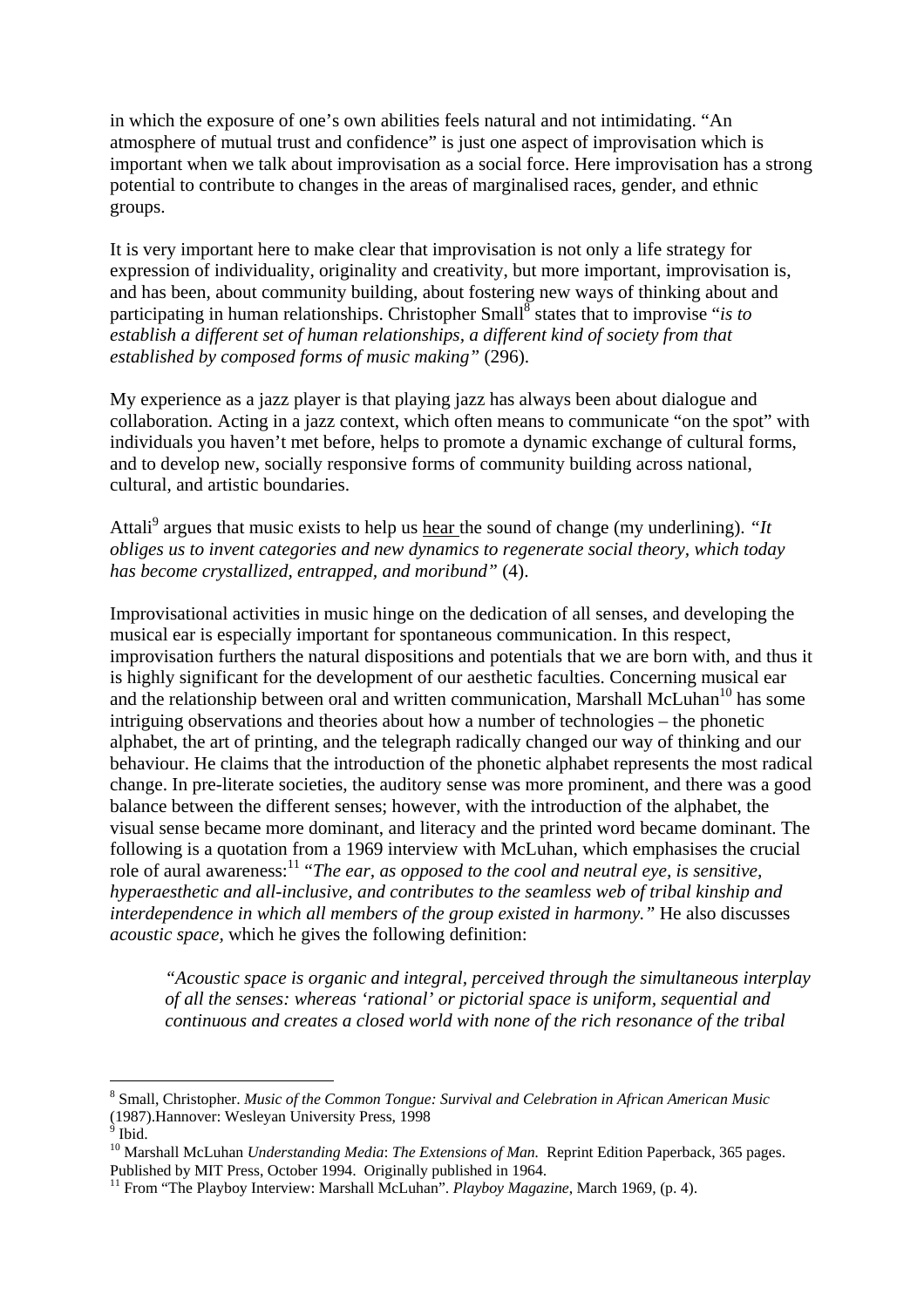in which the exposure of one's own abilities feels natural and not intimidating. "An atmosphere of mutual trust and confidence" is just one aspect of improvisation which is important when we talk about improvisation as a social force. Here improvisation has a strong potential to contribute to changes in the areas of marginalised races, gender, and ethnic groups.

It is very important here to make clear that improvisation is not only a life strategy for expression of individuality, originality and creativity, but more important, improvisation is, and has been, about community building, about fostering new ways of thinking about and participating in human relationships. Christopher Small[8] states that to improvise "*is to establish a different set of human relationships, a different kind of society from that established by composed forms of music making"* (296).

My experience as a jazz player is that playing jazz has always been about dialogue and collaboration. Acting in a jazz context, which often means to communicate "on the spot" with individuals you haven't met before, helps to promote a dynamic exchange of cultural forms, and to develop new, socially responsive forms of community building across national, cultural, and artistic boundaries.

Attali[9] argues that music exists to help us <u>hear</u> the sound of change (my underlining). *"It obliges us to invent categories and new dynamics to regenerate social theory, which today has become crystallized, entrapped, and moribund"* (4).

Improvisational activities in music hinge on the dedication of all senses, and developing the musical ear is especially important for spontaneous communication. In this respect, improvisation furthers the natural dispositions and potentials that we are born with, and thus it is highly significant for the development of our aesthetic faculties. Concerning musical ear and the relationship between oral and written communication, Marshall McLuhan[10] has some intriguing observations and theories about how a number of technologies – the phonetic alphabet, the art of printing, and the telegraph radically changed our way of thinking and our behaviour. He claims that the introduction of the phonetic alphabet represents the most radical change. In pre-literate societies, the auditory sense was more prominent, and there was a good balance between the different senses; however, with the introduction of the alphabet, the visual sense became more dominant, and literacy and the printed word became dominant. The following is a quotation from a 1969 interview with McLuhan, which emphasises the crucial role of aural awareness:[11] "*The ear, as opposed to the cool and neutral eye, is sensitive, hyperaesthetic and all-inclusive, and contributes to the seamless web of tribal kinship and interdependence in which all members of the group existed in harmony."* He also discusses *acoustic space*, which he gives the following definition:

> *"Acoustic space is organic and integral, perceived through the simultaneous interplay of all the senses: whereas 'rational' or pictorial space is uniform, sequential and continuous and creates a closed world with none of the rich resonance of the tribal*

---

[8] Small, Christopher. *Music of the Common Tongue: Survival and Celebration in African American Music* (1987).Hannover: Wesleyan University Press, 1998

[9] Ibid.

[10] Marshall McLuhan *Understanding Media*: *The Extensions of Man.* Reprint Edition Paperback, 365 pages. Published by MIT Press, October 1994. Originally published in 1964.

[11] From "The Playboy Interview: Marshall McLuhan". *Playboy Magazine*, March 1969, (p. 4).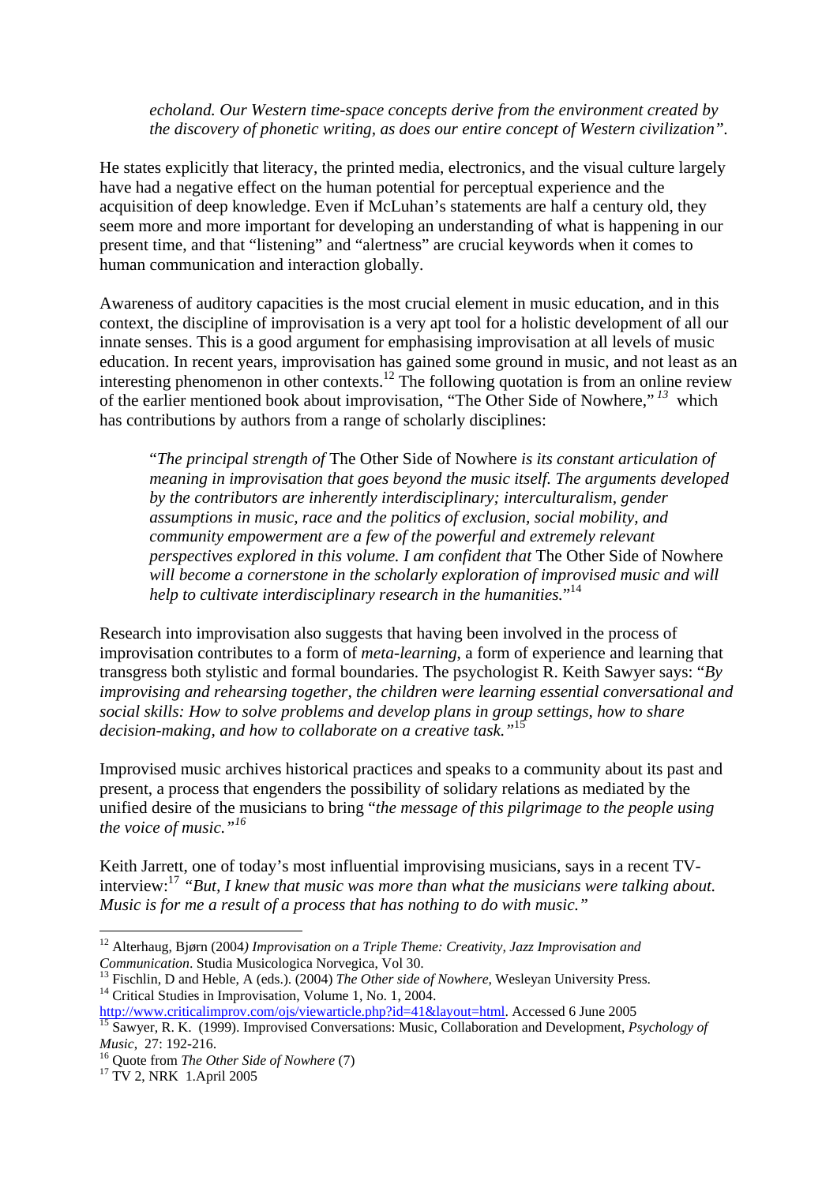> *echoland. Our Western time-space concepts derive from the environment created by the discovery of phonetic writing, as does our entire concept of Western civilization".*

He states explicitly that literacy, the printed media, electronics, and the visual culture largely have had a negative effect on the human potential for perceptual experience and the acquisition of deep knowledge. Even if McLuhan's statements are half a century old, they seem more and more important for developing an understanding of what is happening in our present time, and that "listening" and "alertness" are crucial keywords when it comes to human communication and interaction globally.

Awareness of auditory capacities is the most crucial element in music education, and in this context, the discipline of improvisation is a very apt tool for a holistic development of all our innate senses. This is a good argument for emphasising improvisation at all levels of music education. In recent years, improvisation has gained some ground in music, and not least as an interesting phenomenon in other contexts.[12] The following quotation is from an online review of the earlier mentioned book about improvisation, "The Other Side of Nowhere,"[13] which has contributions by authors from a range of scholarly disciplines:

> "*The principal strength of* The Other Side of Nowhere *is its constant articulation of meaning in improvisation that goes beyond the music itself. The arguments developed by the contributors are inherently interdisciplinary; interculturalism, gender assumptions in music, race and the politics of exclusion, social mobility, and community empowerment are a few of the powerful and extremely relevant perspectives explored in this volume. I am confident that* The Other Side of Nowhere *will become a cornerstone in the scholarly exploration of improvised music and will help to cultivate interdisciplinary research in the humanities.*"[14]

Research into improvisation also suggests that having been involved in the process of improvisation contributes to a form of *meta-learning*, a form of experience and learning that transgress both stylistic and formal boundaries. The psychologist R. Keith Sawyer says: "*By improvising and rehearsing together, the children were learning essential conversational and social skills: How to solve problems and develop plans in group settings, how to share decision-making, and how to collaborate on a creative task.*"[15]

Improvised music archives historical practices and speaks to a community about its past and present, a process that engenders the possibility of solidary relations as mediated by the unified desire of the musicians to bring "*the message of this pilgrimage to the people using the voice of music.*"[16]

Keith Jarrett, one of today's most influential improvising musicians, says in a recent TV-interview:[17] *"But, I knew that music was more than what the musicians were talking about. Music is for me a result of a process that has nothing to do with music."*

---

[12] Alterhaug, Bjørn (2004) *Improvisation on a Triple Theme: Creativity, Jazz Improvisation and Communication*. Studia Musicologica Norvegica, Vol 30.

[13] Fischlin, D and Heble, A (eds.). (2004) *The Other side of Nowhere*, Wesleyan University Press.

[14] Critical Studies in Improvisation, Volume 1, No. 1, 2004. http://www.criticalimprov.com/ojs/viewarticle.php?id=41&layout=html. Accessed 6 June 2005

[15] Sawyer, R. K. (1999). Improvised Conversations: Music, Collaboration and Development, *Psychology of Music*, 27: 192-216.

[16] Quote from *The Other Side of Nowhere* (7)

[17] TV 2, NRK 1.April 2005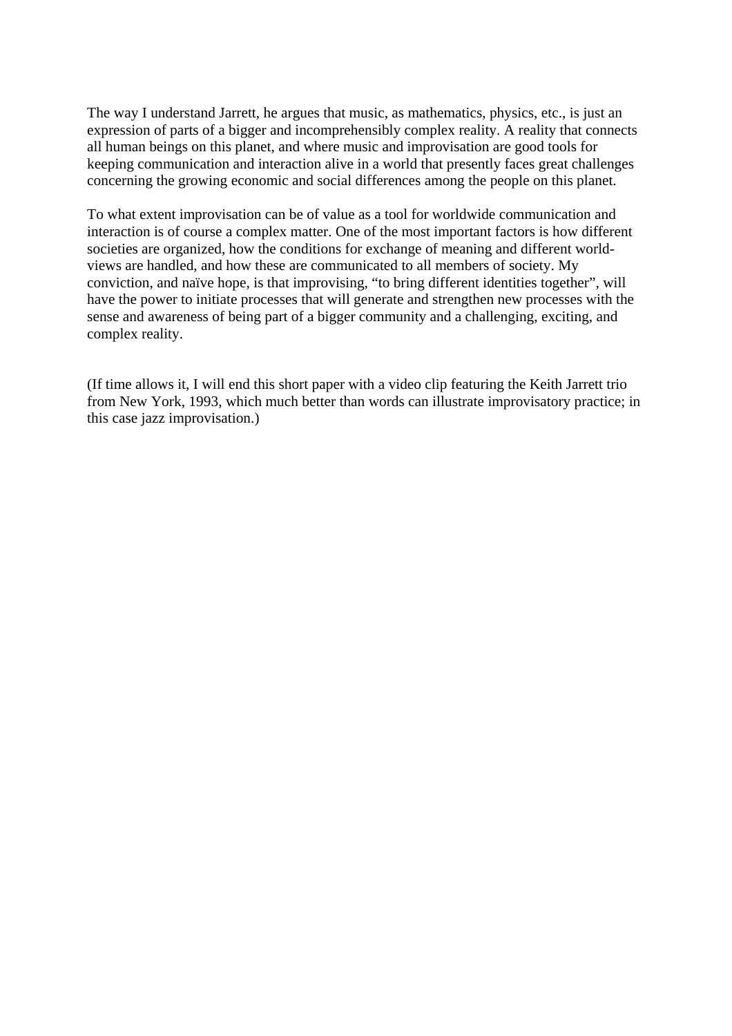The way I understand Jarrett, he argues that music, as mathematics, physics, etc., is just an expression of parts of a bigger and incomprehensibly complex reality. A reality that connects all human beings on this planet, and where music and improvisation are good tools for keeping communication and interaction alive in a world that presently faces great challenges concerning the growing economic and social differences among the people on this planet.

To what extent improvisation can be of value as a tool for worldwide communication and interaction is of course a complex matter. One of the most important factors is how different societies are organized, how the conditions for exchange of meaning and different world-views are handled, and how these are communicated to all members of society. My conviction, and naïve hope, is that improvising, "to bring different identities together", will have the power to initiate processes that will generate and strengthen new processes with the sense and awareness of being part of a bigger community and a challenging, exciting, and complex reality.

(If time allows it, I will end this short paper with a video clip featuring the Keith Jarrett trio from New York, 1993, which much better than words can illustrate improvisatory practice; in this case jazz improvisation.)